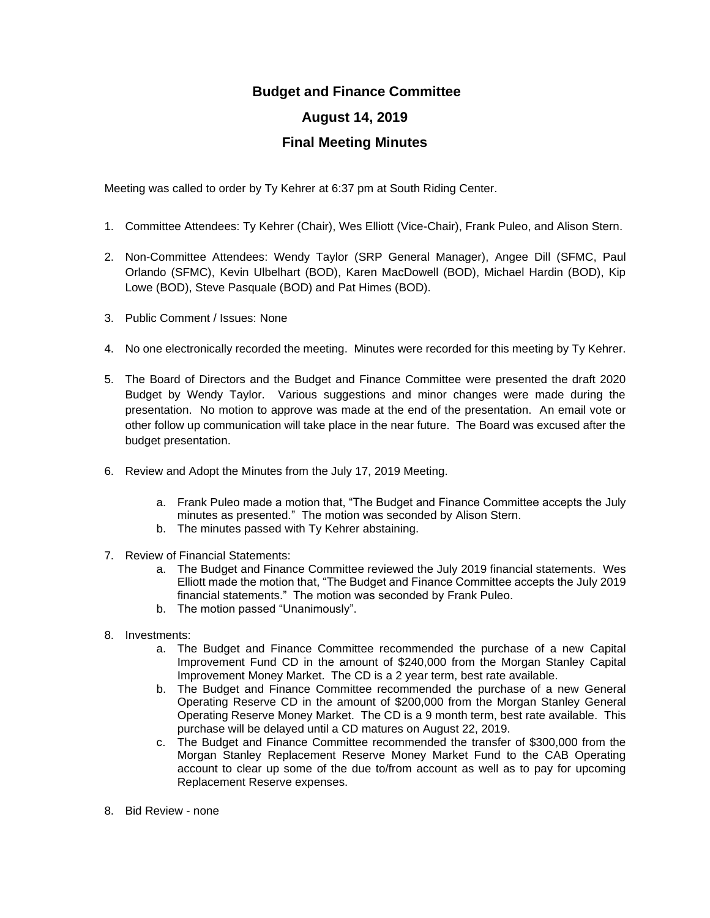# Budget and Finance Committee

## August 14, 2019

## Final Meeting Minutes

Meeting was called to order by Ty Kehrer at 6:37 pm at South Riding Center.

1. Committee Attendees: Ty Kehrer (Chair), Wes Elliott (Vice-Chair), Frank Puleo, and Alison Stern.

2. Non-Committee Attendees: Wendy Taylor (SRP General Manager), Angee Dill (SFMC, Paul Orlando (SFMC), Kevin Ulbelhart (BOD), Karen MacDowell (BOD), Michael Hardin (BOD), Kip Lowe (BOD), Steve Pasquale (BOD) and Pat Himes (BOD).

3. Public Comment / Issues: None

4. No one electronically recorded the meeting. Minutes were recorded for this meeting by Ty Kehrer.

5. The Board of Directors and the Budget and Finance Committee were presented the draft 2020 Budget by Wendy Taylor. Various suggestions and minor changes were made during the presentation. No motion to approve was made at the end of the presentation. An email vote or other follow up communication will take place in the near future. The Board was excused after the budget presentation.

6. Review and Adopt the Minutes from the July 17, 2019 Meeting.
   a. Frank Puleo made a motion that, "The Budget and Finance Committee accepts the July minutes as presented." The motion was seconded by Alison Stern.
   b. The minutes passed with Ty Kehrer abstaining.

7. Review of Financial Statements:
   a. The Budget and Finance Committee reviewed the July 2019 financial statements. Wes Elliott made the motion that, "The Budget and Finance Committee accepts the July 2019 financial statements." The motion was seconded by Frank Puleo.
   b. The motion passed "Unanimously".

8. Investments:
   a. The Budget and Finance Committee recommended the purchase of a new Capital Improvement Fund CD in the amount of $240,000 from the Morgan Stanley Capital Improvement Money Market. The CD is a 2 year term, best rate available.
   b. The Budget and Finance Committee recommended the purchase of a new General Operating Reserve CD in the amount of $200,000 from the Morgan Stanley General Operating Reserve Money Market. The CD is a 9 month term, best rate available. This purchase will be delayed until a CD matures on August 22, 2019.
   c. The Budget and Finance Committee recommended the transfer of $300,000 from the Morgan Stanley Replacement Reserve Money Market Fund to the CAB Operating account to clear up some of the due to/from account as well as to pay for upcoming Replacement Reserve expenses.

8. Bid Review - none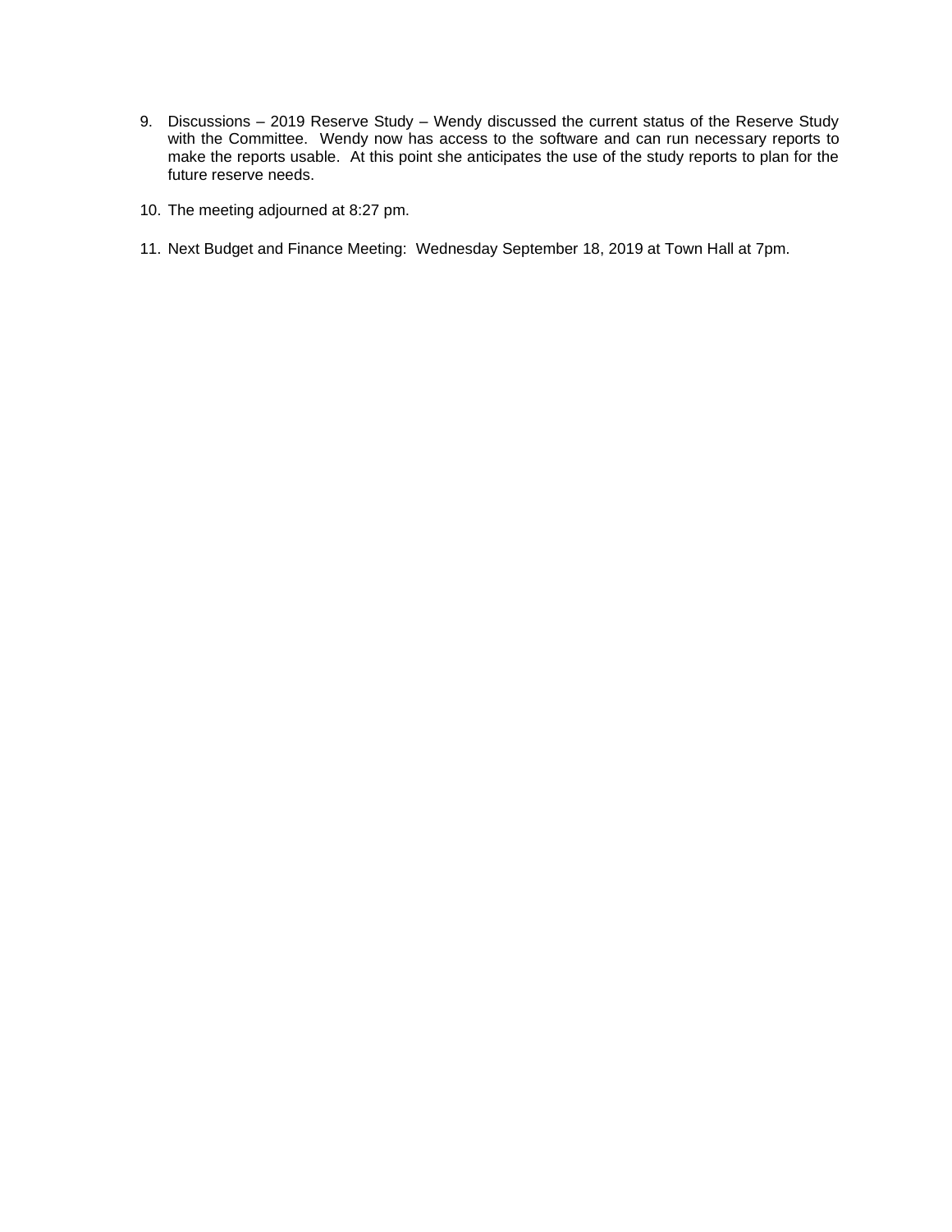9. Discussions – 2019 Reserve Study – Wendy discussed the current status of the Reserve Study with the Committee. Wendy now has access to the software and can run necessary reports to make the reports usable. At this point she anticipates the use of the study reports to plan for the future reserve needs.

10. The meeting adjourned at 8:27 pm.

11. Next Budget and Finance Meeting: Wednesday September 18, 2019 at Town Hall at 7pm.